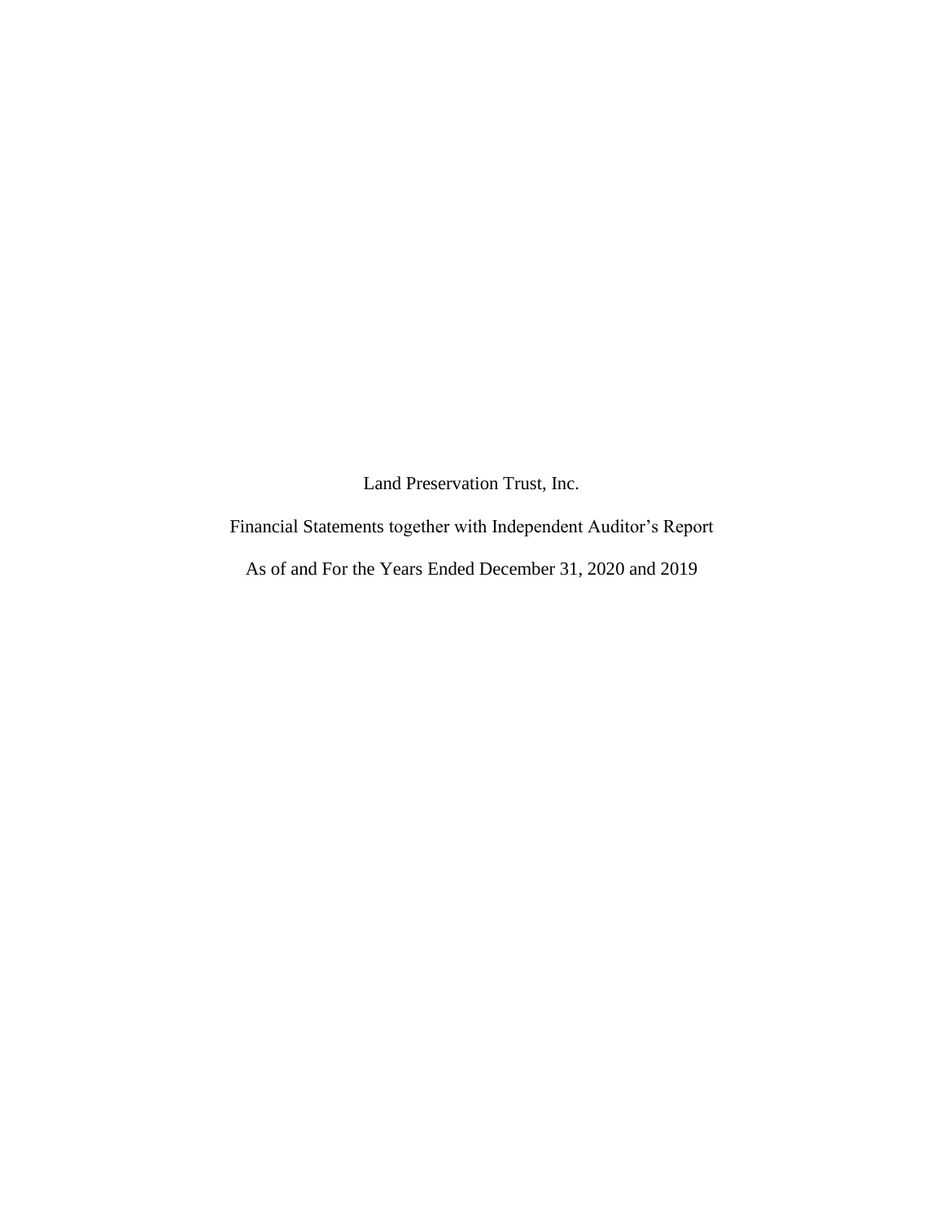Land Preservation Trust, Inc.

Financial Statements together with Independent Auditor's Report

As of and For the Years Ended December 31, 2020 and 2019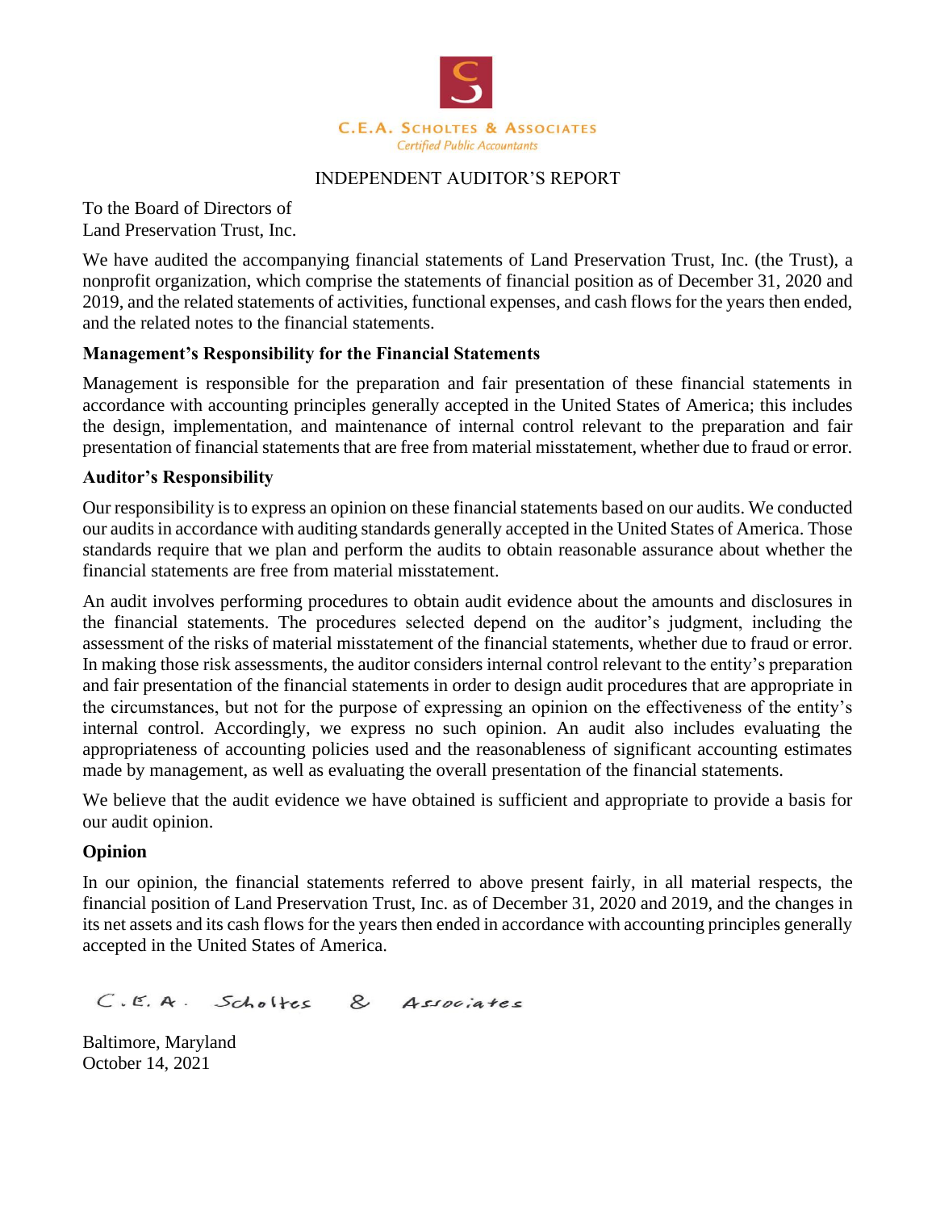C.E.A. Scholtes & Associates
*Certified Public Accountants*

# INDEPENDENT AUDITOR'S REPORT

To the Board of Directors of
Land Preservation Trust, Inc.

We have audited the accompanying financial statements of Land Preservation Trust, Inc. (the Trust), a nonprofit organization, which comprise the statements of financial position as of December 31, 2020 and 2019, and the related statements of activities, functional expenses, and cash flows for the years then ended, and the related notes to the financial statements.

**Management's Responsibility for the Financial Statements**

Management is responsible for the preparation and fair presentation of these financial statements in accordance with accounting principles generally accepted in the United States of America; this includes the design, implementation, and maintenance of internal control relevant to the preparation and fair presentation of financial statements that are free from material misstatement, whether due to fraud or error.

**Auditor's Responsibility**

Our responsibility is to express an opinion on these financial statements based on our audits. We conducted our audits in accordance with auditing standards generally accepted in the United States of America. Those standards require that we plan and perform the audits to obtain reasonable assurance about whether the financial statements are free from material misstatement.

An audit involves performing procedures to obtain audit evidence about the amounts and disclosures in the financial statements. The procedures selected depend on the auditor's judgment, including the assessment of the risks of material misstatement of the financial statements, whether due to fraud or error. In making those risk assessments, the auditor considers internal control relevant to the entity's preparation and fair presentation of the financial statements in order to design audit procedures that are appropriate in the circumstances, but not for the purpose of expressing an opinion on the effectiveness of the entity's internal control. Accordingly, we express no such opinion. An audit also includes evaluating the appropriateness of accounting policies used and the reasonableness of significant accounting estimates made by management, as well as evaluating the overall presentation of the financial statements.

We believe that the audit evidence we have obtained is sufficient and appropriate to provide a basis for our audit opinion.

**Opinion**

In our opinion, the financial statements referred to above present fairly, in all material respects, the financial position of Land Preservation Trust, Inc. as of December 31, 2020 and 2019, and the changes in its net assets and its cash flows for the years then ended in accordance with accounting principles generally accepted in the United States of America.

C.E.A. Scholtes & Associates

Baltimore, Maryland
October 14, 2021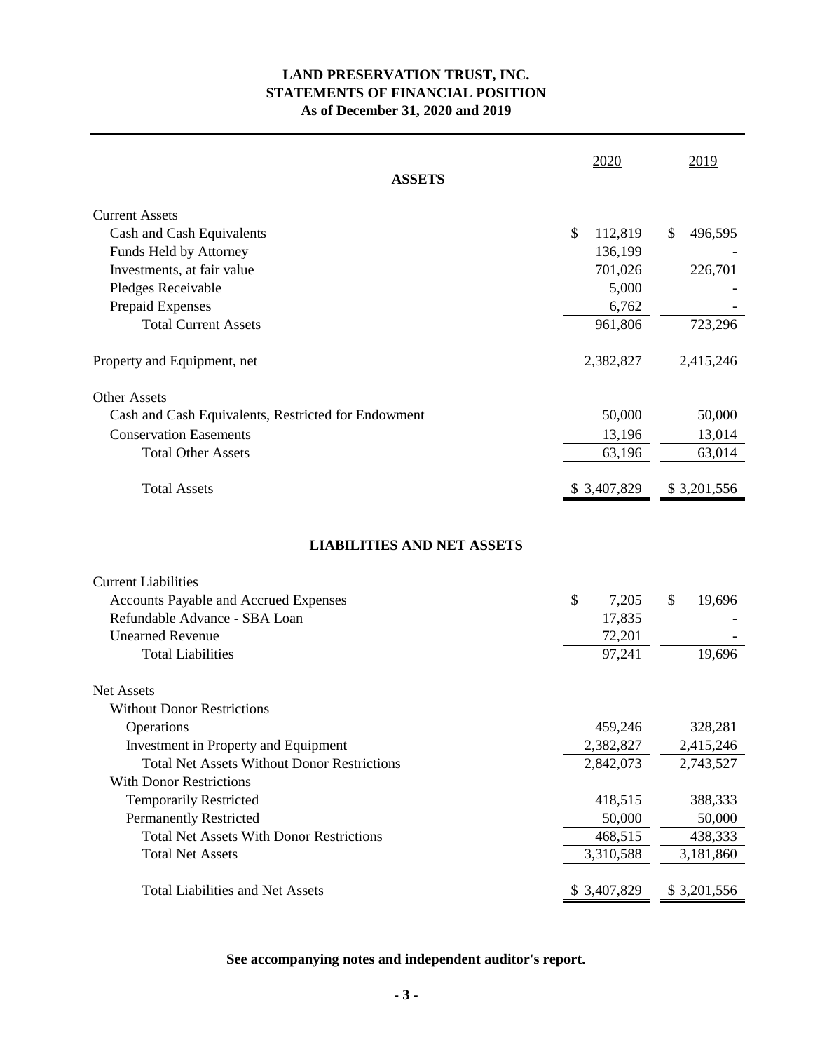# LAND PRESERVATION TRUST, INC.
## STATEMENTS OF FINANCIAL POSITION
### As of December 31, 2020 and 2019

| | 2020 | 2019 |
|---|---|---|
| **ASSETS** | | |
| Current Assets | | |
| Cash and Cash Equivalents | $ 112,819 | $ 496,595 |
| Funds Held by Attorney | 136,199 | - |
| Investments, at fair value | 701,026 | 226,701 |
| Pledges Receivable | 5,000 | - |
| Prepaid Expenses | 6,762 | - |
| Total Current Assets | 961,806 | 723,296 |
| Property and Equipment, net | 2,382,827 | 2,415,246 |
| Other Assets | | |
| Cash and Cash Equivalents, Restricted for Endowment | 50,000 | 50,000 |
| Conservation Easements | 13,196 | 13,014 |
| Total Other Assets | 63,196 | 63,014 |
| Total Assets | $ 3,407,829 | $ 3,201,556 |
| **LIABILITIES AND NET ASSETS** | | |
| Current Liabilities | | |
| Accounts Payable and Accrued Expenses | $ 7,205 | $ 19,696 |
| Refundable Advance - SBA Loan | 17,835 | - |
| Unearned Revenue | 72,201 | - |
| Total Liabilities | 97,241 | 19,696 |
| Net Assets | | |
| Without Donor Restrictions | | |
| Operations | 459,246 | 328,281 |
| Investment in Property and Equipment | 2,382,827 | 2,415,246 |
| Total Net Assets Without Donor Restrictions | 2,842,073 | 2,743,527 |
| With Donor Restrictions | | |
| Temporarily Restricted | 418,515 | 388,333 |
| Permanently Restricted | 50,000 | 50,000 |
| Total Net Assets With Donor Restrictions | 468,515 | 438,333 |
| Total Net Assets | 3,310,588 | 3,181,860 |
| Total Liabilities and Net Assets | $ 3,407,829 | $ 3,201,556 |

**See accompanying notes and independent auditor's report.**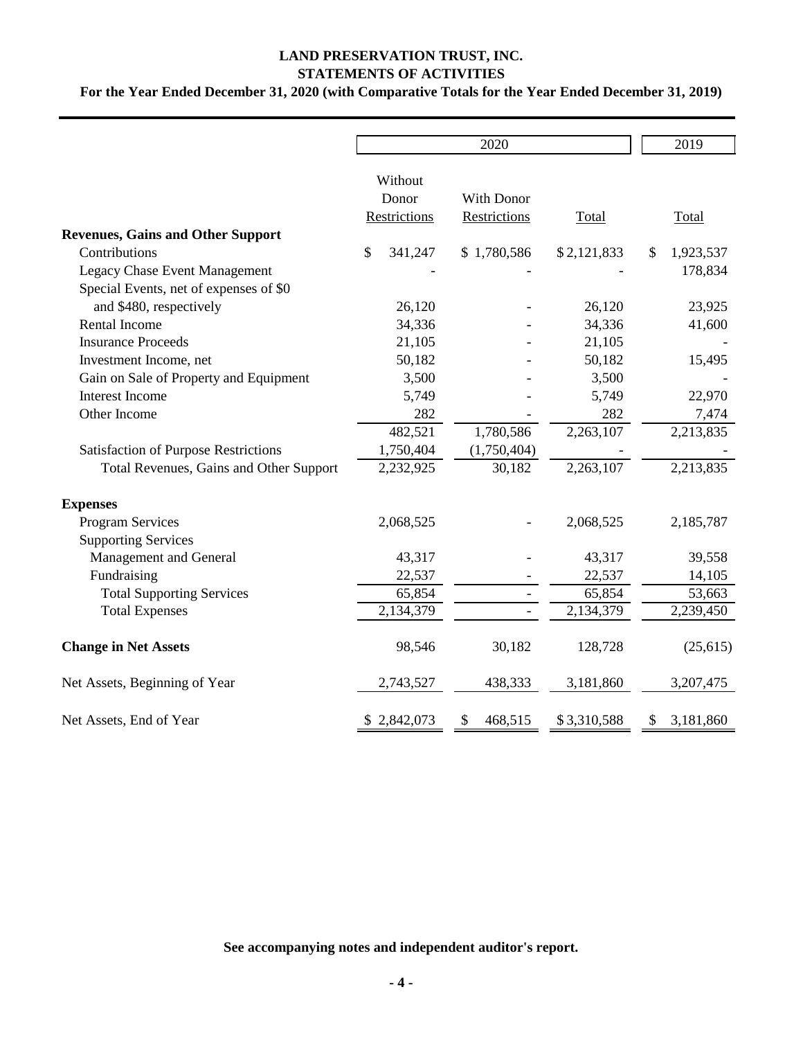# LAND PRESERVATION TRUST, INC.
## STATEMENTS OF ACTIVITIES
### For the Year Ended December 31, 2020 (with Comparative Totals for the Year Ended December 31, 2019)

| | 2020 | | | 2019 |
|---|---|---|---|---|
| | Without Donor Restrictions | With Donor Restrictions | Total | Total |
| **Revenues, Gains and Other Support** | | | | |
| Contributions | $ 341,247 | $ 1,780,586 | $ 2,121,833 | $ 1,923,537 |
| Legacy Chase Event Management | - | - | - | 178,834 |
| Special Events, net of expenses of $0 and $480, respectively | 26,120 | - | 26,120 | 23,925 |
| Rental Income | 34,336 | - | 34,336 | 41,600 |
| Insurance Proceeds | 21,105 | - | 21,105 | - |
| Investment Income, net | 50,182 | - | 50,182 | 15,495 |
| Gain on Sale of Property and Equipment | 3,500 | - | 3,500 | - |
| Interest Income | 5,749 | - | 5,749 | 22,970 |
| Other Income | 282 | - | 282 | 7,474 |
| | 482,521 | 1,780,586 | 2,263,107 | 2,213,835 |
| Satisfaction of Purpose Restrictions | 1,750,404 | (1,750,404) | - | - |
| Total Revenues, Gains and Other Support | 2,232,925 | 30,182 | 2,263,107 | 2,213,835 |
| **Expenses** | | | | |
| Program Services | 2,068,525 | - | 2,068,525 | 2,185,787 |
| Supporting Services | | | | |
| Management and General | 43,317 | - | 43,317 | 39,558 |
| Fundraising | 22,537 | - | 22,537 | 14,105 |
| Total Supporting Services | 65,854 | - | 65,854 | 53,663 |
| Total Expenses | 2,134,379 | - | 2,134,379 | 2,239,450 |
| **Change in Net Assets** | 98,546 | 30,182 | 128,728 | (25,615) |
| Net Assets, Beginning of Year | 2,743,527 | 438,333 | 3,181,860 | 3,207,475 |
| Net Assets, End of Year | $ 2,842,073 | $ 468,515 | $ 3,310,588 | $ 3,181,860 |

**See accompanying notes and independent auditor's report.**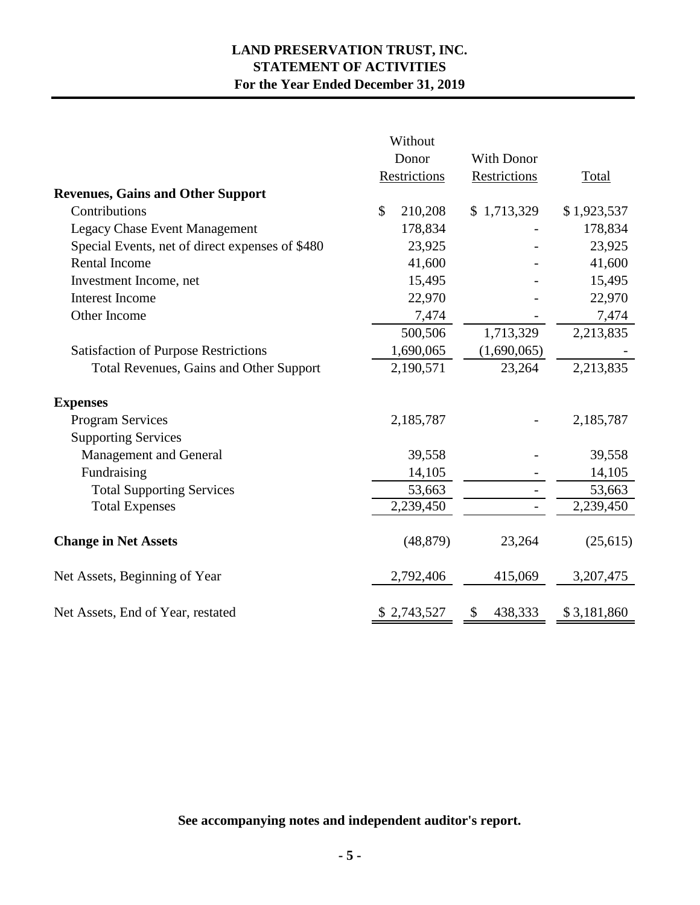**LAND PRESERVATION TRUST, INC.**
**STATEMENT OF ACTIVITIES**
**For the Year Ended December 31, 2019**

| | Without Donor Restrictions | With Donor Restrictions | Total |
|---|---|---|---|
| **Revenues, Gains and Other Support** | | | |
| Contributions | $ 210,208 | $ 1,713,329 | $ 1,923,537 |
| Legacy Chase Event Management | 178,834 | - | 178,834 |
| Special Events, net of direct expenses of $480 | 23,925 | - | 23,925 |
| Rental Income | 41,600 | - | 41,600 |
| Investment Income, net | 15,495 | - | 15,495 |
| Interest Income | 22,970 | - | 22,970 |
| Other Income | 7,474 | - | 7,474 |
| | 500,506 | 1,713,329 | 2,213,835 |
| Satisfaction of Purpose Restrictions | 1,690,065 | (1,690,065) | - |
| Total Revenues, Gains and Other Support | 2,190,571 | 23,264 | 2,213,835 |
| **Expenses** | | | |
| Program Services | 2,185,787 | - | 2,185,787 |
| Supporting Services | | | |
| Management and General | 39,558 | - | 39,558 |
| Fundraising | 14,105 | - | 14,105 |
| Total Supporting Services | 53,663 | - | 53,663 |
| Total Expenses | 2,239,450 | - | 2,239,450 |
| **Change in Net Assets** | (48,879) | 23,264 | (25,615) |
| Net Assets, Beginning of Year | 2,792,406 | 415,069 | 3,207,475 |
| Net Assets, End of Year, restated | $ 2,743,527 | $ 438,333 | $ 3,181,860 |

**See accompanying notes and independent auditor's report.**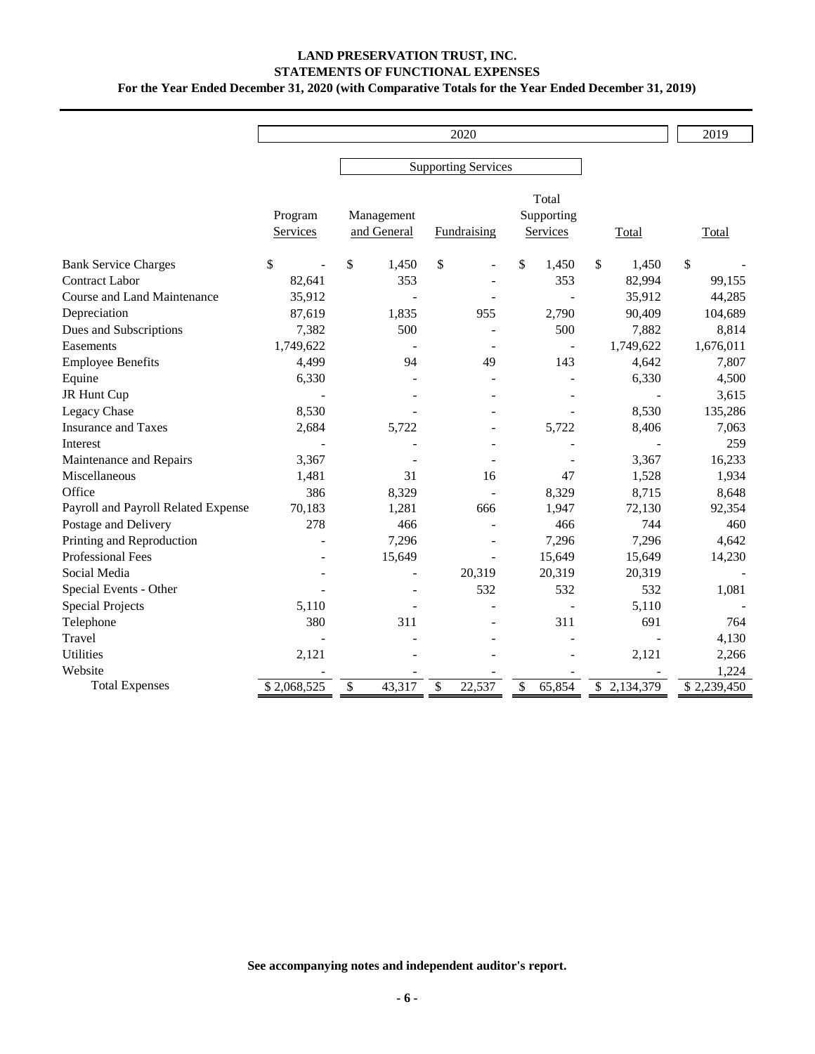# LAND PRESERVATION TRUST, INC.
## STATEMENTS OF FUNCTIONAL EXPENSES
### For the Year Ended December 31, 2020 (with Comparative Totals for the Year Ended December 31, 2019)

| | 2020 | | | | | 2019 |
|---|---|---|---|---|---|---|
| | | Supporting Services | | | | |
| | Program Services | Management and General | Fundraising | Total Supporting Services | Total | Total |
| Bank Service Charges | $ - | $ 1,450 | $ - | $ 1,450 | $ 1,450 | $ - |
| Contract Labor | 82,641 | 353 | - | 353 | 82,994 | 99,155 |
| Course and Land Maintenance | 35,912 | - | - | - | 35,912 | 44,285 |
| Depreciation | 87,619 | 1,835 | 955 | 2,790 | 90,409 | 104,689 |
| Dues and Subscriptions | 7,382 | 500 | - | 500 | 7,882 | 8,814 |
| Easements | 1,749,622 | - | - | - | 1,749,622 | 1,676,011 |
| Employee Benefits | 4,499 | 94 | 49 | 143 | 4,642 | 7,807 |
| Equine | 6,330 | - | - | - | 6,330 | 4,500 |
| JR Hunt Cup | - | - | - | - | - | 3,615 |
| Legacy Chase | 8,530 | - | - | - | 8,530 | 135,286 |
| Insurance and Taxes | 2,684 | 5,722 | - | 5,722 | 8,406 | 7,063 |
| Interest | - | - | - | - | - | 259 |
| Maintenance and Repairs | 3,367 | - | - | - | 3,367 | 16,233 |
| Miscellaneous | 1,481 | 31 | 16 | 47 | 1,528 | 1,934 |
| Office | 386 | 8,329 | - | 8,329 | 8,715 | 8,648 |
| Payroll and Payroll Related Expense | 70,183 | 1,281 | 666 | 1,947 | 72,130 | 92,354 |
| Postage and Delivery | 278 | 466 | - | 466 | 744 | 460 |
| Printing and Reproduction | - | 7,296 | - | 7,296 | 7,296 | 4,642 |
| Professional Fees | - | 15,649 | - | 15,649 | 15,649 | 14,230 |
| Social Media | - | - | 20,319 | 20,319 | 20,319 | - |
| Special Events - Other | - | - | 532 | 532 | 532 | 1,081 |
| Special Projects | 5,110 | - | - | - | 5,110 | - |
| Telephone | 380 | 311 | - | 311 | 691 | 764 |
| Travel | - | - | - | - | - | 4,130 |
| Utilities | 2,121 | - | - | - | 2,121 | 2,266 |
| Website | - | - | - | - | - | 1,224 |
| Total Expenses | $ 2,068,525 | $ 43,317 | $ 22,537 | $ 65,854 | $ 2,134,379 | $ 2,239,450 |

**See accompanying notes and independent auditor's report.**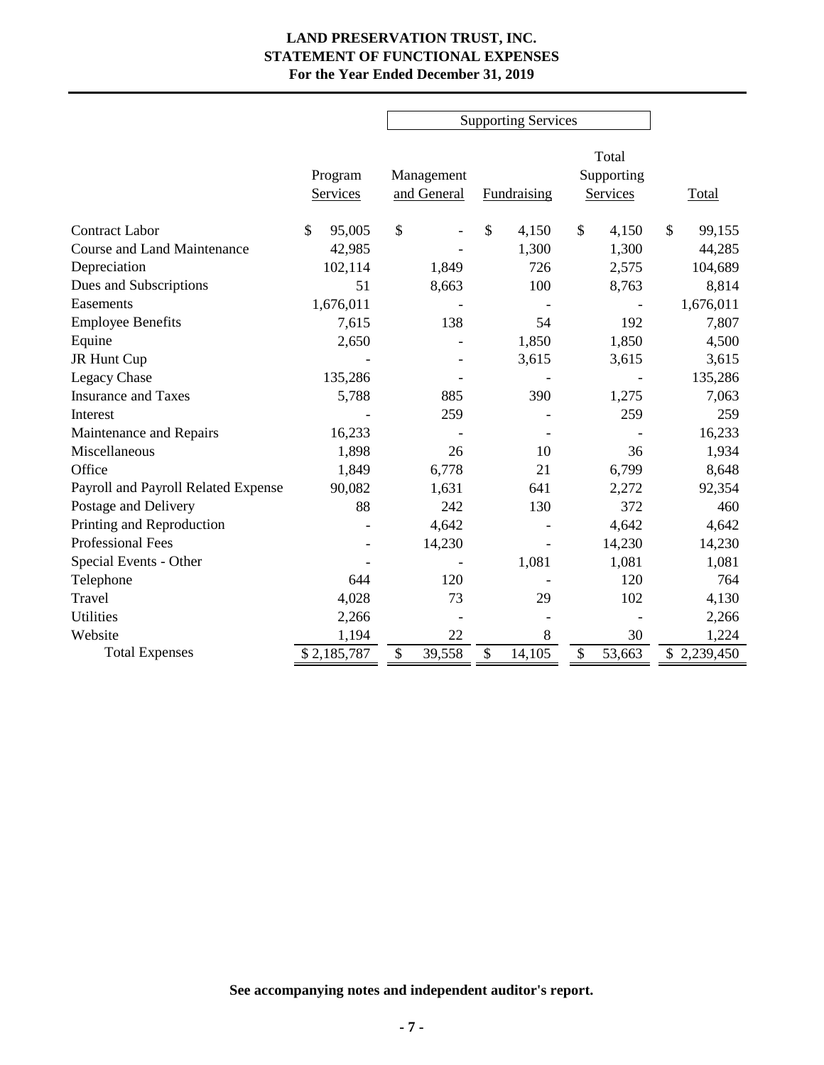**LAND PRESERVATION TRUST, INC.**
**STATEMENT OF FUNCTIONAL EXPENSES**
**For the Year Ended December 31, 2019**

| | Program Services | Supporting Services | | | Total |
|---|---|---|---|---|---|
| | | Management and General | Fundraising | Total Supporting Services | |
| Contract Labor | $ 95,005 | $ - | $ 4,150 | $ 4,150 | $ 99,155 |
| Course and Land Maintenance | 42,985 | - | 1,300 | 1,300 | 44,285 |
| Depreciation | 102,114 | 1,849 | 726 | 2,575 | 104,689 |
| Dues and Subscriptions | 51 | 8,663 | 100 | 8,763 | 8,814 |
| Easements | 1,676,011 | - | - | - | 1,676,011 |
| Employee Benefits | 7,615 | 138 | 54 | 192 | 7,807 |
| Equine | 2,650 | - | 1,850 | 1,850 | 4,500 |
| JR Hunt Cup | - | - | 3,615 | 3,615 | 3,615 |
| Legacy Chase | 135,286 | - | - | - | 135,286 |
| Insurance and Taxes | 5,788 | 885 | 390 | 1,275 | 7,063 |
| Interest | - | 259 | - | 259 | 259 |
| Maintenance and Repairs | 16,233 | - | - | - | 16,233 |
| Miscellaneous | 1,898 | 26 | 10 | 36 | 1,934 |
| Office | 1,849 | 6,778 | 21 | 6,799 | 8,648 |
| Payroll and Payroll Related Expense | 90,082 | 1,631 | 641 | 2,272 | 92,354 |
| Postage and Delivery | 88 | 242 | 130 | 372 | 460 |
| Printing and Reproduction | - | 4,642 | - | 4,642 | 4,642 |
| Professional Fees | - | 14,230 | - | 14,230 | 14,230 |
| Special Events - Other | - | - | 1,081 | 1,081 | 1,081 |
| Telephone | 644 | 120 | - | 120 | 764 |
| Travel | 4,028 | 73 | 29 | 102 | 4,130 |
| Utilities | 2,266 | - | - | - | 2,266 |
| Website | 1,194 | 22 | 8 | 30 | 1,224 |
| Total Expenses | $ 2,185,787 | $ 39,558 | $ 14,105 | $ 53,663 | $ 2,239,450 |

**See accompanying notes and independent auditor's report.**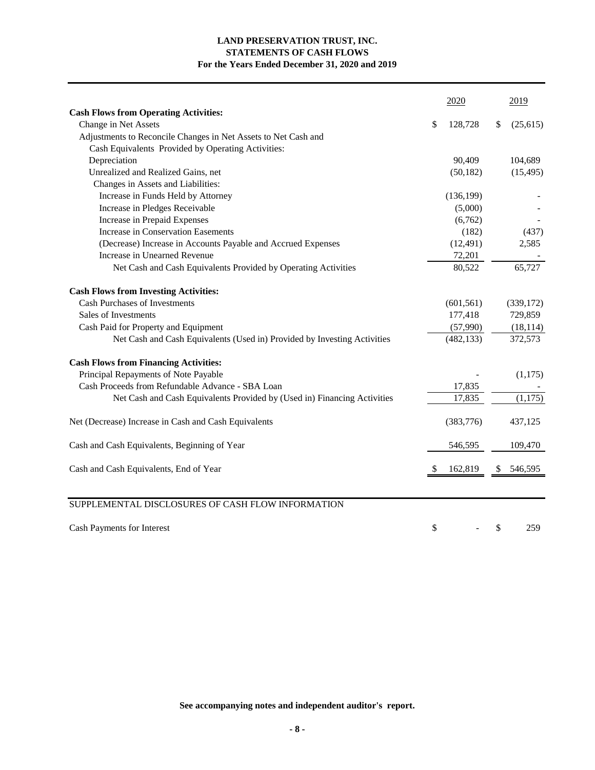**LAND PRESERVATION TRUST, INC.**
**STATEMENTS OF CASH FLOWS**
**For the Years Ended December 31, 2020 and 2019**

| | 2020 | 2019 |
|---|---|---|
| **Cash Flows from Operating Activities:** | | |
| Change in Net Assets | $ 128,728 | $ (25,615) |
| Adjustments to Reconcile Changes in Net Assets to Net Cash and Cash Equivalents Provided by Operating Activities: | | |
| Depreciation | 90,409 | 104,689 |
| Unrealized and Realized Gains, net | (50,182) | (15,495) |
| Changes in Assets and Liabilities: | | |
| Increase in Funds Held by Attorney | (136,199) | - |
| Increase in Pledges Receivable | (5,000) | - |
| Increase in Prepaid Expenses | (6,762) | - |
| Increase in Conservation Easements | (182) | (437) |
| (Decrease) Increase in Accounts Payable and Accrued Expenses | (12,491) | 2,585 |
| Increase in Unearned Revenue | 72,201 | - |
| Net Cash and Cash Equivalents Provided by Operating Activities | 80,522 | 65,727 |
| **Cash Flows from Investing Activities:** | | |
| Cash Purchases of Investments | (601,561) | (339,172) |
| Sales of Investments | 177,418 | 729,859 |
| Cash Paid for Property and Equipment | (57,990) | (18,114) |
| Net Cash and Cash Equivalents (Used in) Provided by Investing Activities | (482,133) | 372,573 |
| **Cash Flows from Financing Activities:** | | |
| Principal Repayments of Note Payable | - | (1,175) |
| Cash Proceeds from Refundable Advance - SBA Loan | 17,835 | - |
| Net Cash and Cash Equivalents Provided by (Used in) Financing Activities | 17,835 | (1,175) |
| Net (Decrease) Increase in Cash and Cash Equivalents | (383,776) | 437,125 |
| Cash and Cash Equivalents, Beginning of Year | 546,595 | 109,470 |
| Cash and Cash Equivalents, End of Year | $ 162,819 | $ 546,595 |

SUPPLEMENTAL DISCLOSURES OF CASH FLOW INFORMATION

| | 2020 | 2019 |
|---|---|---|
| Cash Payments for Interest | $ - | $ 259 |

**See accompanying notes and independent auditor's report.**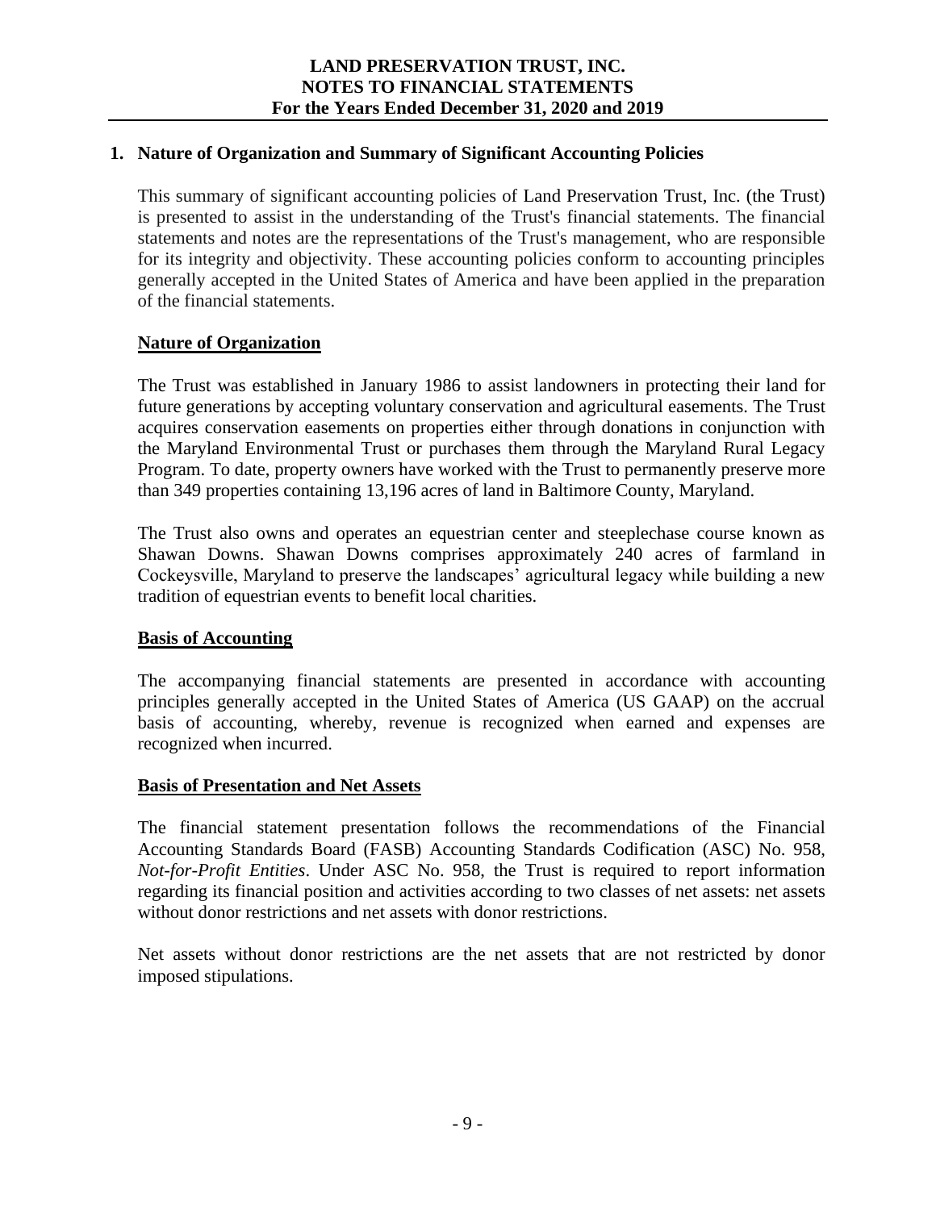## 1. Nature of Organization and Summary of Significant Accounting Policies

This summary of significant accounting policies of Land Preservation Trust, Inc. (the Trust) is presented to assist in the understanding of the Trust's financial statements. The financial statements and notes are the representations of the Trust's management, who are responsible for its integrity and objectivity. These accounting policies conform to accounting principles generally accepted in the United States of America and have been applied in the preparation of the financial statements.

### Nature of Organization

The Trust was established in January 1986 to assist landowners in protecting their land for future generations by accepting voluntary conservation and agricultural easements. The Trust acquires conservation easements on properties either through donations in conjunction with the Maryland Environmental Trust or purchases them through the Maryland Rural Legacy Program. To date, property owners have worked with the Trust to permanently preserve more than 349 properties containing 13,196 acres of land in Baltimore County, Maryland.

The Trust also owns and operates an equestrian center and steeplechase course known as Shawan Downs. Shawan Downs comprises approximately 240 acres of farmland in Cockeysville, Maryland to preserve the landscapes' agricultural legacy while building a new tradition of equestrian events to benefit local charities.

### Basis of Accounting

The accompanying financial statements are presented in accordance with accounting principles generally accepted in the United States of America (US GAAP) on the accrual basis of accounting, whereby, revenue is recognized when earned and expenses are recognized when incurred.

### Basis of Presentation and Net Assets

The financial statement presentation follows the recommendations of the Financial Accounting Standards Board (FASB) Accounting Standards Codification (ASC) No. 958, *Not-for-Profit Entities*. Under ASC No. 958, the Trust is required to report information regarding its financial position and activities according to two classes of net assets: net assets without donor restrictions and net assets with donor restrictions.

Net assets without donor restrictions are the net assets that are not restricted by donor imposed stipulations.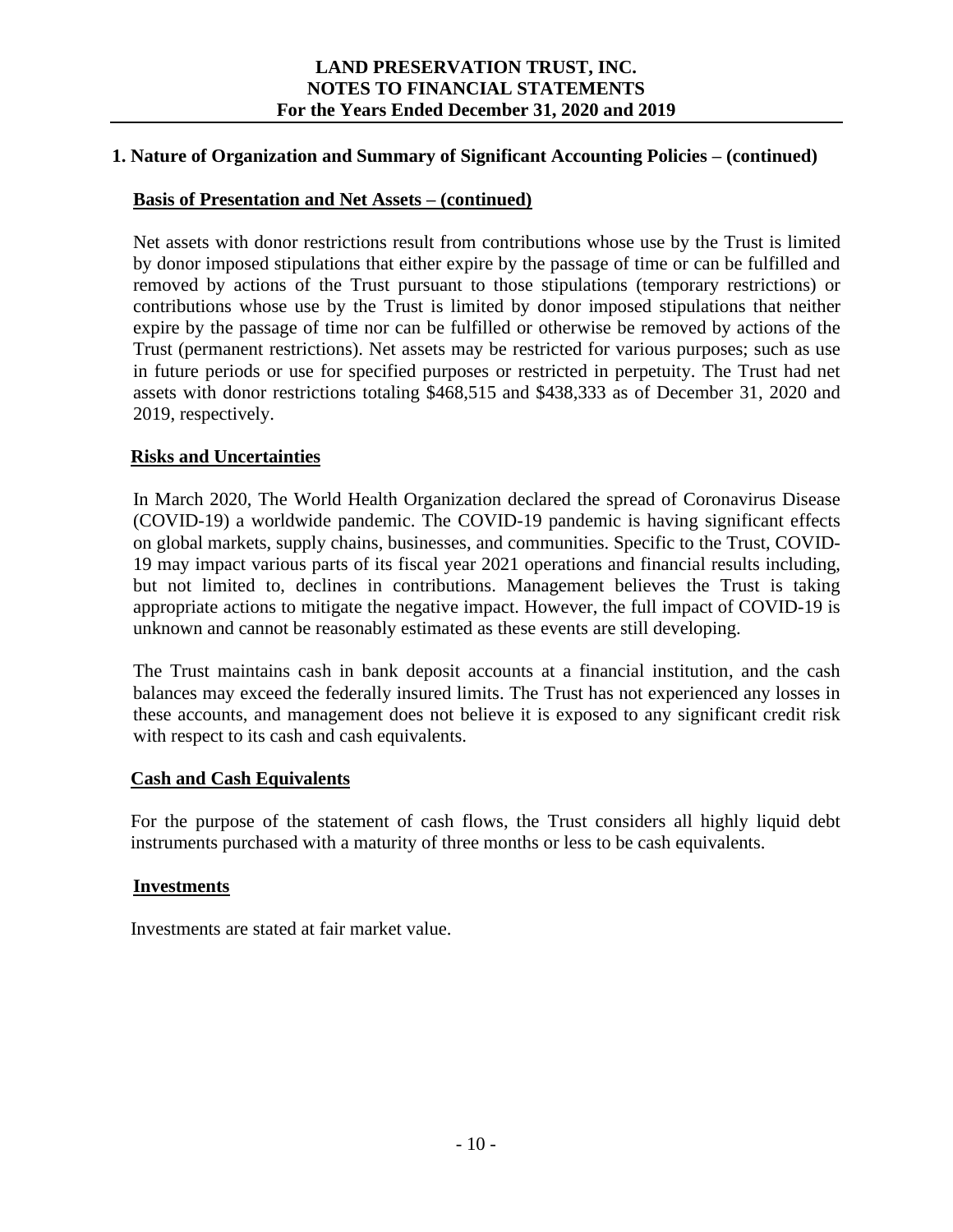## 1. Nature of Organization and Summary of Significant Accounting Policies – (continued)

### Basis of Presentation and Net Assets – (continued)

Net assets with donor restrictions result from contributions whose use by the Trust is limited by donor imposed stipulations that either expire by the passage of time or can be fulfilled and removed by actions of the Trust pursuant to those stipulations (temporary restrictions) or contributions whose use by the Trust is limited by donor imposed stipulations that neither expire by the passage of time nor can be fulfilled or otherwise be removed by actions of the Trust (permanent restrictions). Net assets may be restricted for various purposes; such as use in future periods or use for specified purposes or restricted in perpetuity. The Trust had net assets with donor restrictions totaling $468,515 and $438,333 as of December 31, 2020 and 2019, respectively.

### Risks and Uncertainties

In March 2020, The World Health Organization declared the spread of Coronavirus Disease (COVID-19) a worldwide pandemic. The COVID-19 pandemic is having significant effects on global markets, supply chains, businesses, and communities. Specific to the Trust, COVID-19 may impact various parts of its fiscal year 2021 operations and financial results including, but not limited to, declines in contributions. Management believes the Trust is taking appropriate actions to mitigate the negative impact. However, the full impact of COVID-19 is unknown and cannot be reasonably estimated as these events are still developing.

The Trust maintains cash in bank deposit accounts at a financial institution, and the cash balances may exceed the federally insured limits. The Trust has not experienced any losses in these accounts, and management does not believe it is exposed to any significant credit risk with respect to its cash and cash equivalents.

### Cash and Cash Equivalents

For the purpose of the statement of cash flows, the Trust considers all highly liquid debt instruments purchased with a maturity of three months or less to be cash equivalents.

### Investments

Investments are stated at fair market value.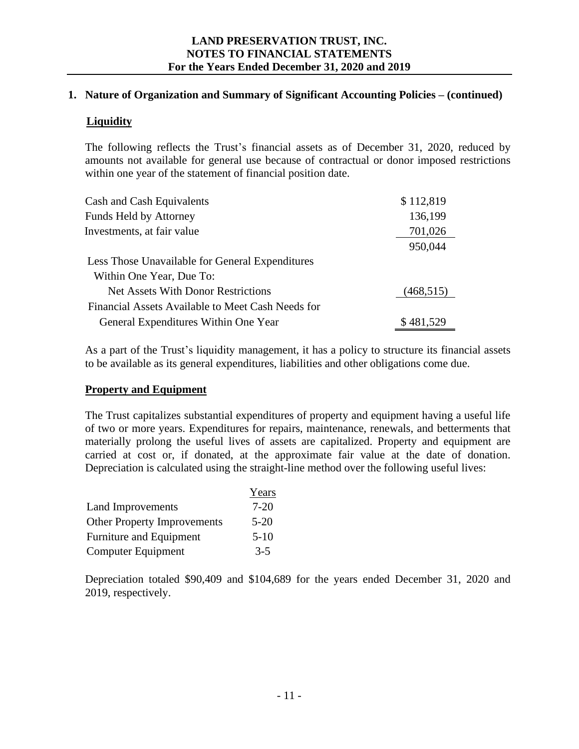## 1. Nature of Organization and Summary of Significant Accounting Policies – (continued)

### Liquidity

The following reflects the Trust's financial assets as of December 31, 2020, reduced by amounts not available for general use because of contractual or donor imposed restrictions within one year of the statement of financial position date.

| | |
|---|---|
| Cash and Cash Equivalents | $ 112,819 |
| Funds Held by Attorney | 136,199 |
| Investments, at fair value | 701,026 |
| | 950,044 |
| Less Those Unavailable for General Expenditures Within One Year, Due To: | |
| Net Assets With Donor Restrictions | (468,515) |
| Financial Assets Available to Meet Cash Needs for General Expenditures Within One Year | $ 481,529 |

As a part of the Trust's liquidity management, it has a policy to structure its financial assets to be available as its general expenditures, liabilities and other obligations come due.

### Property and Equipment

The Trust capitalizes substantial expenditures of property and equipment having a useful life of two or more years. Expenditures for repairs, maintenance, renewals, and betterments that materially prolong the useful lives of assets are capitalized. Property and equipment are carried at cost or, if donated, at the approximate fair value at the date of donation. Depreciation is calculated using the straight-line method over the following useful lives:

| | Years |
|---|---|
| Land Improvements | 7-20 |
| Other Property Improvements | 5-20 |
| Furniture and Equipment | 5-10 |
| Computer Equipment | 3-5 |

Depreciation totaled $90,409 and $104,689 for the years ended December 31, 2020 and 2019, respectively.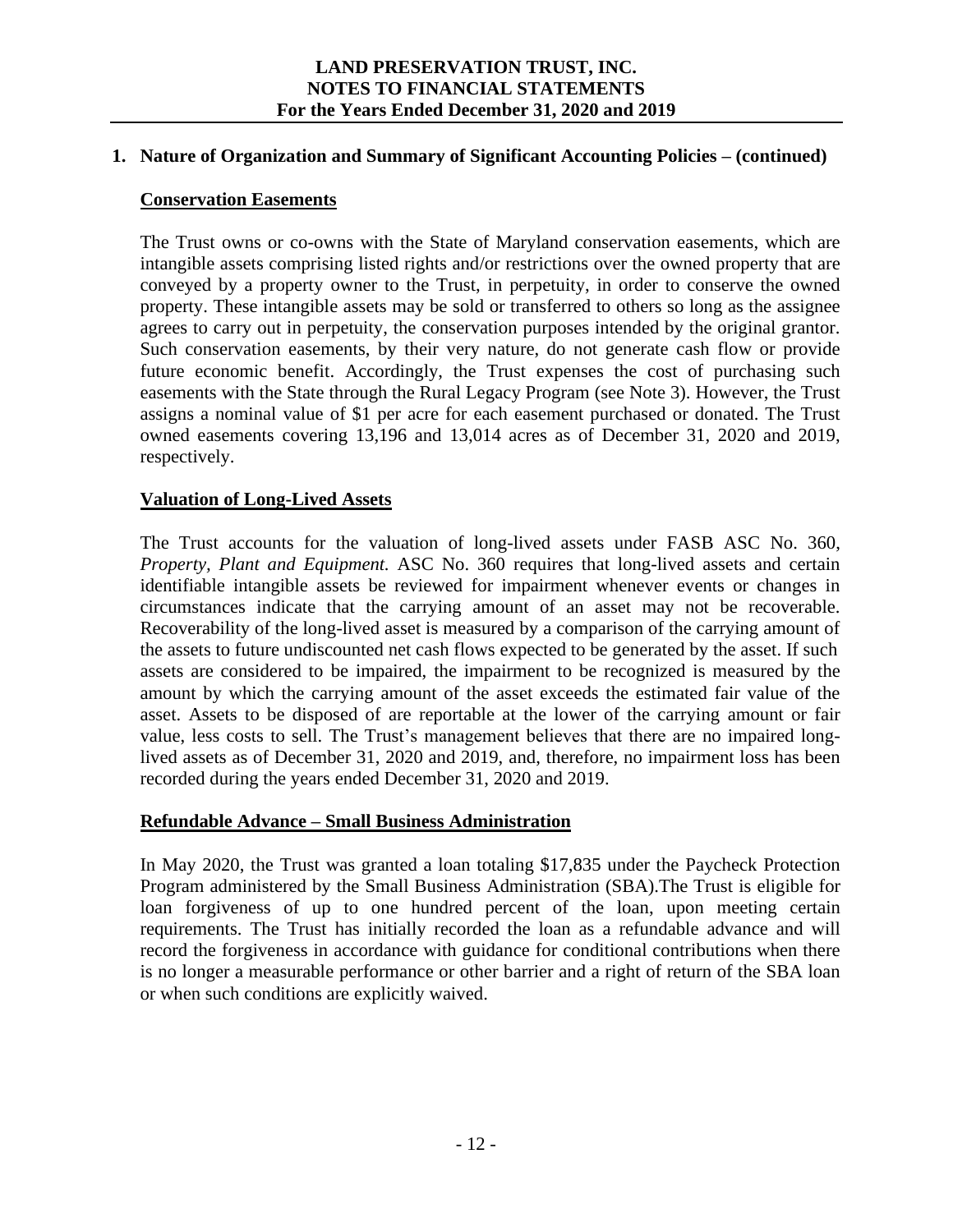## 1. Nature of Organization and Summary of Significant Accounting Policies – (continued)

### Conservation Easements

The Trust owns or co-owns with the State of Maryland conservation easements, which are intangible assets comprising listed rights and/or restrictions over the owned property that are conveyed by a property owner to the Trust, in perpetuity, in order to conserve the owned property. These intangible assets may be sold or transferred to others so long as the assignee agrees to carry out in perpetuity, the conservation purposes intended by the original grantor. Such conservation easements, by their very nature, do not generate cash flow or provide future economic benefit. Accordingly, the Trust expenses the cost of purchasing such easements with the State through the Rural Legacy Program (see Note 3). However, the Trust assigns a nominal value of $1 per acre for each easement purchased or donated. The Trust owned easements covering 13,196 and 13,014 acres as of December 31, 2020 and 2019, respectively.

### Valuation of Long-Lived Assets

The Trust accounts for the valuation of long-lived assets under FASB ASC No. 360, *Property, Plant and Equipment.* ASC No. 360 requires that long-lived assets and certain identifiable intangible assets be reviewed for impairment whenever events or changes in circumstances indicate that the carrying amount of an asset may not be recoverable. Recoverability of the long-lived asset is measured by a comparison of the carrying amount of the assets to future undiscounted net cash flows expected to be generated by the asset. If such assets are considered to be impaired, the impairment to be recognized is measured by the amount by which the carrying amount of the asset exceeds the estimated fair value of the asset. Assets to be disposed of are reportable at the lower of the carrying amount or fair value, less costs to sell. The Trust's management believes that there are no impaired long-lived assets as of December 31, 2020 and 2019, and, therefore, no impairment loss has been recorded during the years ended December 31, 2020 and 2019.

### Refundable Advance – Small Business Administration

In May 2020, the Trust was granted a loan totaling $17,835 under the Paycheck Protection Program administered by the Small Business Administration (SBA).The Trust is eligible for loan forgiveness of up to one hundred percent of the loan, upon meeting certain requirements. The Trust has initially recorded the loan as a refundable advance and will record the forgiveness in accordance with guidance for conditional contributions when there is no longer a measurable performance or other barrier and a right of return of the SBA loan or when such conditions are explicitly waived.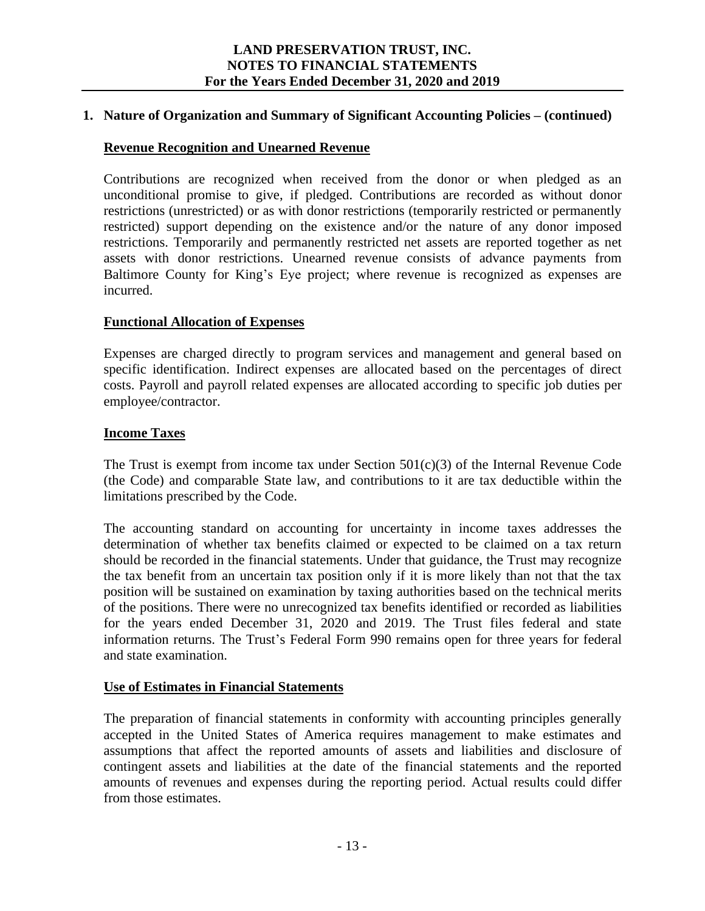## 1. Nature of Organization and Summary of Significant Accounting Policies – (continued)

### Revenue Recognition and Unearned Revenue

Contributions are recognized when received from the donor or when pledged as an unconditional promise to give, if pledged. Contributions are recorded as without donor restrictions (unrestricted) or as with donor restrictions (temporarily restricted or permanently restricted) support depending on the existence and/or the nature of any donor imposed restrictions. Temporarily and permanently restricted net assets are reported together as net assets with donor restrictions. Unearned revenue consists of advance payments from Baltimore County for King's Eye project; where revenue is recognized as expenses are incurred.

### Functional Allocation of Expenses

Expenses are charged directly to program services and management and general based on specific identification. Indirect expenses are allocated based on the percentages of direct costs. Payroll and payroll related expenses are allocated according to specific job duties per employee/contractor.

### Income Taxes

The Trust is exempt from income tax under Section 501(c)(3) of the Internal Revenue Code (the Code) and comparable State law, and contributions to it are tax deductible within the limitations prescribed by the Code.

The accounting standard on accounting for uncertainty in income taxes addresses the determination of whether tax benefits claimed or expected to be claimed on a tax return should be recorded in the financial statements. Under that guidance, the Trust may recognize the tax benefit from an uncertain tax position only if it is more likely than not that the tax position will be sustained on examination by taxing authorities based on the technical merits of the positions. There were no unrecognized tax benefits identified or recorded as liabilities for the years ended December 31, 2020 and 2019. The Trust files federal and state information returns. The Trust's Federal Form 990 remains open for three years for federal and state examination.

### Use of Estimates in Financial Statements

The preparation of financial statements in conformity with accounting principles generally accepted in the United States of America requires management to make estimates and assumptions that affect the reported amounts of assets and liabilities and disclosure of contingent assets and liabilities at the date of the financial statements and the reported amounts of revenues and expenses during the reporting period. Actual results could differ from those estimates.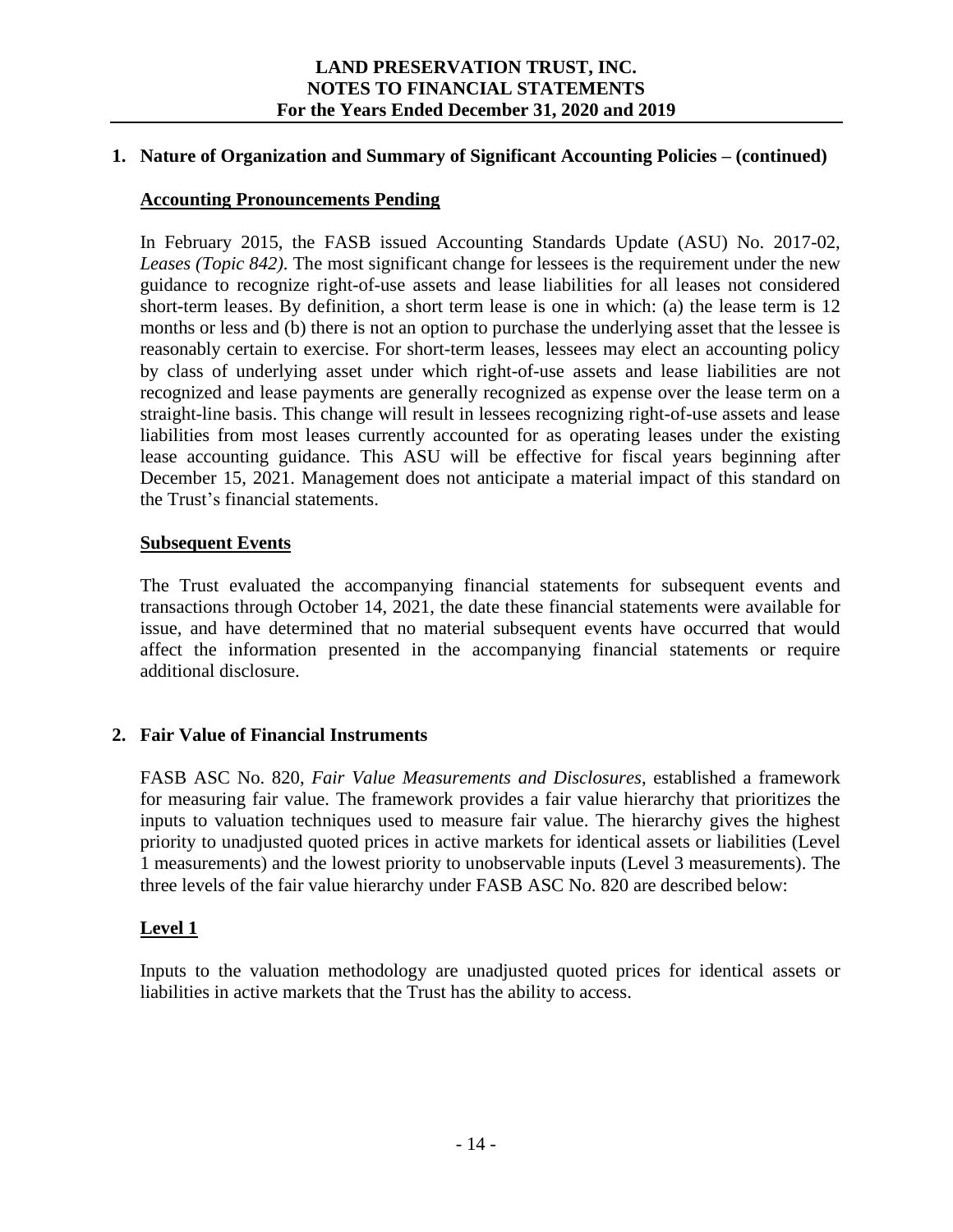**LAND PRESERVATION TRUST, INC.**
**NOTES TO FINANCIAL STATEMENTS**
**For the Years Ended December 31, 2020 and 2019**

## 1. Nature of Organization and Summary of Significant Accounting Policies – (continued)

### Accounting Pronouncements Pending

In February 2015, the FASB issued Accounting Standards Update (ASU) No. 2017-02, *Leases (Topic 842)*. The most significant change for lessees is the requirement under the new guidance to recognize right-of-use assets and lease liabilities for all leases not considered short-term leases. By definition, a short term lease is one in which: (a) the lease term is 12 months or less and (b) there is not an option to purchase the underlying asset that the lessee is reasonably certain to exercise. For short-term leases, lessees may elect an accounting policy by class of underlying asset under which right-of-use assets and lease liabilities are not recognized and lease payments are generally recognized as expense over the lease term on a straight-line basis. This change will result in lessees recognizing right-of-use assets and lease liabilities from most leases currently accounted for as operating leases under the existing lease accounting guidance. This ASU will be effective for fiscal years beginning after December 15, 2021. Management does not anticipate a material impact of this standard on the Trust's financial statements.

### Subsequent Events

The Trust evaluated the accompanying financial statements for subsequent events and transactions through October 14, 2021, the date these financial statements were available for issue, and have determined that no material subsequent events have occurred that would affect the information presented in the accompanying financial statements or require additional disclosure.

## 2. Fair Value of Financial Instruments

FASB ASC No. 820, *Fair Value Measurements and Disclosures*, established a framework for measuring fair value. The framework provides a fair value hierarchy that prioritizes the inputs to valuation techniques used to measure fair value. The hierarchy gives the highest priority to unadjusted quoted prices in active markets for identical assets or liabilities (Level 1 measurements) and the lowest priority to unobservable inputs (Level 3 measurements). The three levels of the fair value hierarchy under FASB ASC No. 820 are described below:

### Level 1

Inputs to the valuation methodology are unadjusted quoted prices for identical assets or liabilities in active markets that the Trust has the ability to access.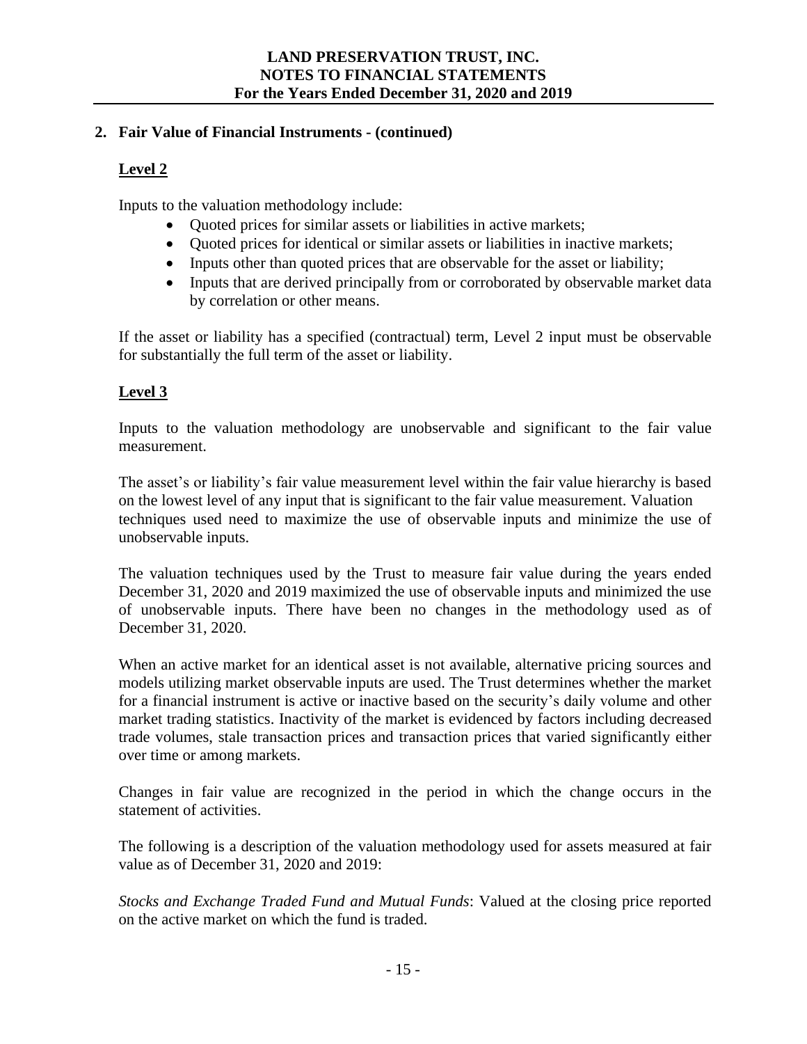## 2. Fair Value of Financial Instruments - (continued)

### Level 2

Inputs to the valuation methodology include:

- Quoted prices for similar assets or liabilities in active markets;
- Quoted prices for identical or similar assets or liabilities in inactive markets;
- Inputs other than quoted prices that are observable for the asset or liability;
- Inputs that are derived principally from or corroborated by observable market data by correlation or other means.

If the asset or liability has a specified (contractual) term, Level 2 input must be observable for substantially the full term of the asset or liability.

### Level 3

Inputs to the valuation methodology are unobservable and significant to the fair value measurement.

The asset's or liability's fair value measurement level within the fair value hierarchy is based on the lowest level of any input that is significant to the fair value measurement. Valuation techniques used need to maximize the use of observable inputs and minimize the use of unobservable inputs.

The valuation techniques used by the Trust to measure fair value during the years ended December 31, 2020 and 2019 maximized the use of observable inputs and minimized the use of unobservable inputs. There have been no changes in the methodology used as of December 31, 2020.

When an active market for an identical asset is not available, alternative pricing sources and models utilizing market observable inputs are used. The Trust determines whether the market for a financial instrument is active or inactive based on the security's daily volume and other market trading statistics. Inactivity of the market is evidenced by factors including decreased trade volumes, stale transaction prices and transaction prices that varied significantly either over time or among markets.

Changes in fair value are recognized in the period in which the change occurs in the statement of activities.

The following is a description of the valuation methodology used for assets measured at fair value as of December 31, 2020 and 2019:

*Stocks and Exchange Traded Fund and Mutual Funds*: Valued at the closing price reported on the active market on which the fund is traded.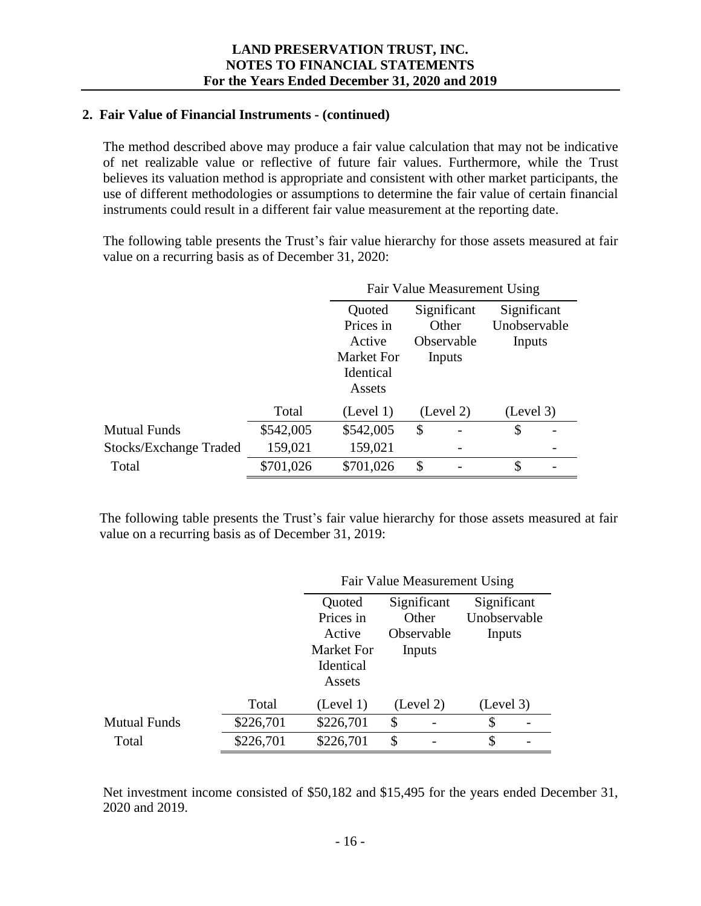## 2. Fair Value of Financial Instruments - (continued)

The method described above may produce a fair value calculation that may not be indicative of net realizable value or reflective of future fair values. Furthermore, while the Trust believes its valuation method is appropriate and consistent with other market participants, the use of different methodologies or assumptions to determine the fair value of certain financial instruments could result in a different fair value measurement at the reporting date.

The following table presents the Trust's fair value hierarchy for those assets measured at fair value on a recurring basis as of December 31, 2020:

| | | Fair Value Measurement Using | | |
|---|---|---|---|---|
| | | Quoted Prices in Active Market For Identical Assets | Significant Other Observable Inputs | Significant Unobservable Inputs |
| | Total | (Level 1) | (Level 2) | (Level 3) |
| Mutual Funds | $542,005 | $542,005 | $ - | $ - |
| Stocks/Exchange Traded | 159,021 | 159,021 | - | - |
| Total | $701,026 | $701,026 | $ - | $ - |

The following table presents the Trust's fair value hierarchy for those assets measured at fair value on a recurring basis as of December 31, 2019:

| | | Fair Value Measurement Using | | |
|---|---|---|---|---|
| | | Quoted Prices in Active Market For Identical Assets | Significant Other Observable Inputs | Significant Unobservable Inputs |
| | Total | (Level 1) | (Level 2) | (Level 3) |
| Mutual Funds | $226,701 | $226,701 | $ - | $ - |
| Total | $226,701 | $226,701 | $ - | $ - |

Net investment income consisted of $50,182 and $15,495 for the years ended December 31, 2020 and 2019.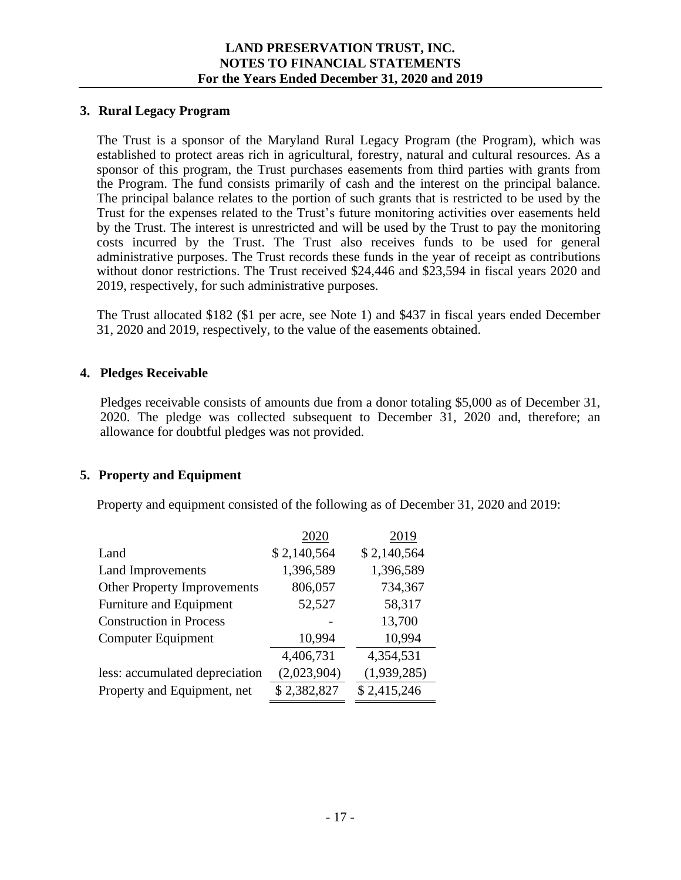## 3. Rural Legacy Program

The Trust is a sponsor of the Maryland Rural Legacy Program (the Program), which was established to protect areas rich in agricultural, forestry, natural and cultural resources. As a sponsor of this program, the Trust purchases easements from third parties with grants from the Program. The fund consists primarily of cash and the interest on the principal balance. The principal balance relates to the portion of such grants that is restricted to be used by the Trust for the expenses related to the Trust's future monitoring activities over easements held by the Trust. The interest is unrestricted and will be used by the Trust to pay the monitoring costs incurred by the Trust. The Trust also receives funds to be used for general administrative purposes. The Trust records these funds in the year of receipt as contributions without donor restrictions. The Trust received $24,446 and $23,594 in fiscal years 2020 and 2019, respectively, for such administrative purposes.

The Trust allocated $182 ($1 per acre, see Note 1) and $437 in fiscal years ended December 31, 2020 and 2019, respectively, to the value of the easements obtained.

## 4. Pledges Receivable

Pledges receivable consists of amounts due from a donor totaling $5,000 as of December 31, 2020. The pledge was collected subsequent to December 31, 2020 and, therefore; an allowance for doubtful pledges was not provided.

## 5. Property and Equipment

Property and equipment consisted of the following as of December 31, 2020 and 2019:

| | 2020 | 2019 |
|---|---|---|
| Land | $ 2,140,564 | $ 2,140,564 |
| Land Improvements | 1,396,589 | 1,396,589 |
| Other Property Improvements | 806,057 | 734,367 |
| Furniture and Equipment | 52,527 | 58,317 |
| Construction in Process | - | 13,700 |
| Computer Equipment | 10,994 | 10,994 |
| | 4,406,731 | 4,354,531 |
| less: accumulated depreciation | (2,023,904) | (1,939,285) |
| Property and Equipment, net | $ 2,382,827 | $ 2,415,246 |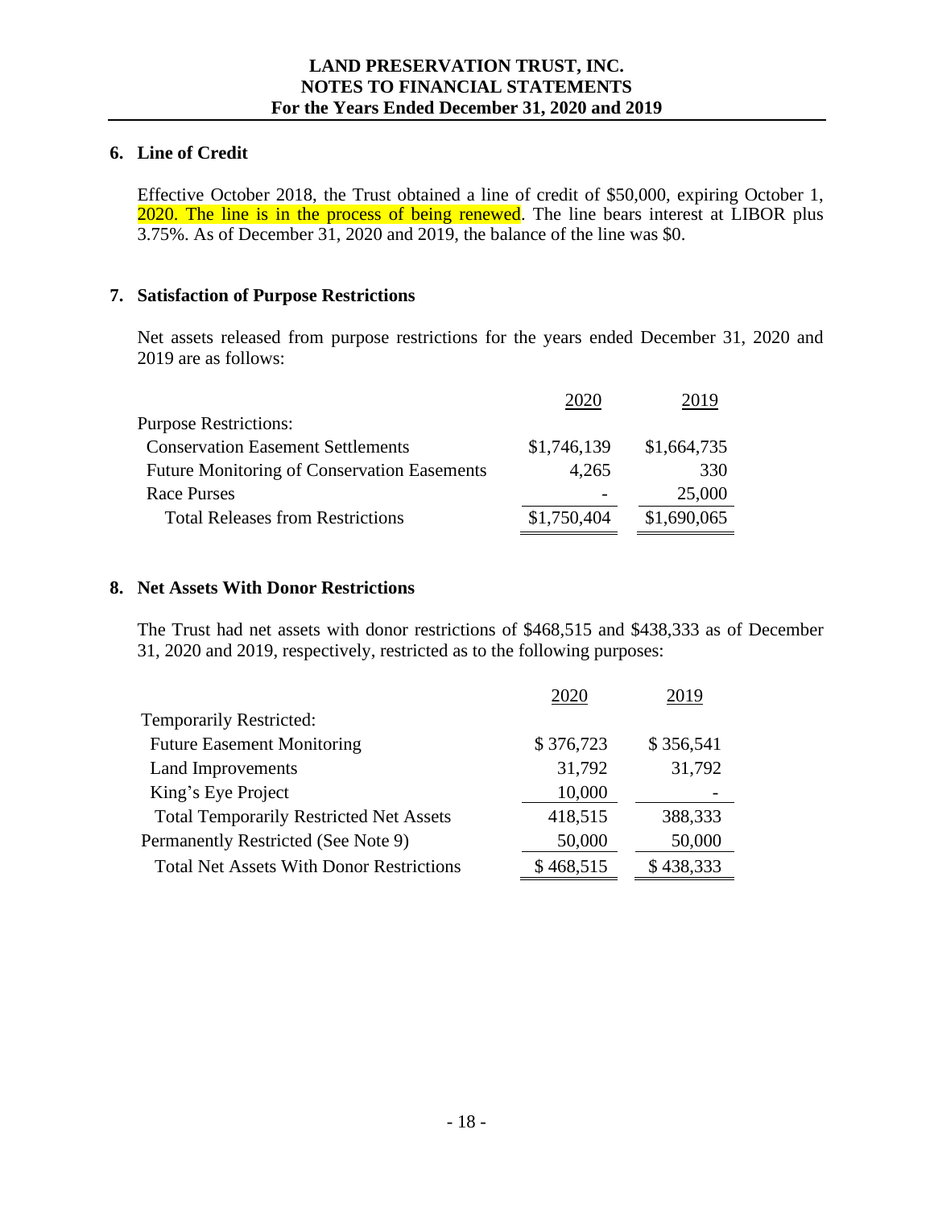## 6. Line of Credit

Effective October 2018, the Trust obtained a line of credit of $50,000, expiring October 1, 2020. The line is in the process of being renewed. The line bears interest at LIBOR plus 3.75%. As of December 31, 2020 and 2019, the balance of the line was $0.

## 7. Satisfaction of Purpose Restrictions

Net assets released from purpose restrictions for the years ended December 31, 2020 and 2019 are as follows:

| | 2020 | 2019 |
|---|---|---|
| Purpose Restrictions: | | |
| Conservation Easement Settlements | $1,746,139 | $1,664,735 |
| Future Monitoring of Conservation Easements | 4,265 | 330 |
| Race Purses | - | 25,000 |
| Total Releases from Restrictions | $1,750,404 | $1,690,065 |

## 8. Net Assets With Donor Restrictions

The Trust had net assets with donor restrictions of $468,515 and $438,333 as of December 31, 2020 and 2019, respectively, restricted as to the following purposes:

| | 2020 | 2019 |
|---|---|---|
| Temporarily Restricted: | | |
| Future Easement Monitoring | $ 376,723 | $ 356,541 |
| Land Improvements | 31,792 | 31,792 |
| King's Eye Project | 10,000 | - |
| Total Temporarily Restricted Net Assets | 418,515 | 388,333 |
| Permanently Restricted (See Note 9) | 50,000 | 50,000 |
| Total Net Assets With Donor Restrictions | $ 468,515 | $ 438,333 |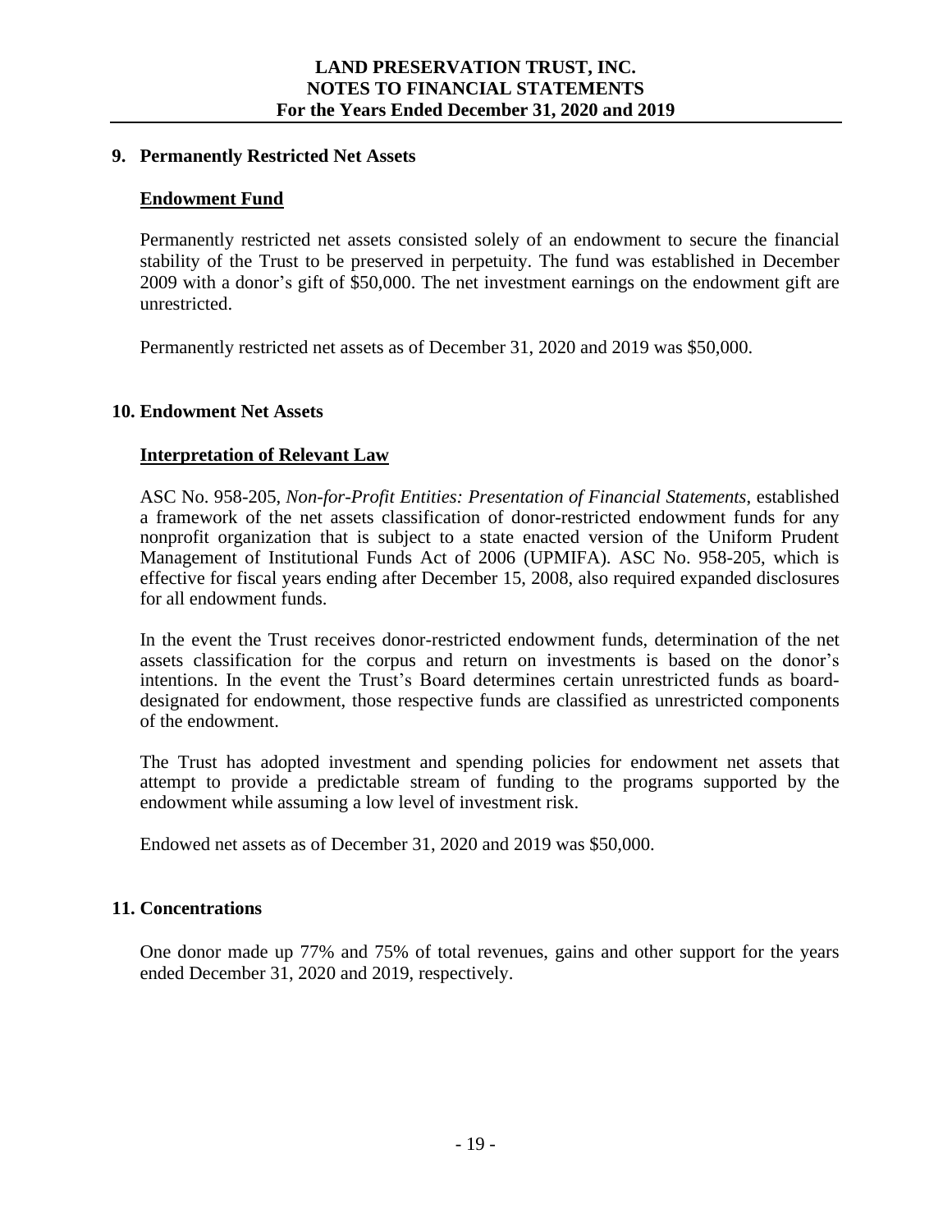## 9. Permanently Restricted Net Assets

### Endowment Fund

Permanently restricted net assets consisted solely of an endowment to secure the financial stability of the Trust to be preserved in perpetuity. The fund was established in December 2009 with a donor's gift of $50,000. The net investment earnings on the endowment gift are unrestricted.

Permanently restricted net assets as of December 31, 2020 and 2019 was $50,000.

## 10. Endowment Net Assets

### Interpretation of Relevant Law

ASC No. 958-205, *Non-for-Profit Entities: Presentation of Financial Statements*, established a framework of the net assets classification of donor-restricted endowment funds for any nonprofit organization that is subject to a state enacted version of the Uniform Prudent Management of Institutional Funds Act of 2006 (UPMIFA). ASC No. 958-205, which is effective for fiscal years ending after December 15, 2008, also required expanded disclosures for all endowment funds.

In the event the Trust receives donor-restricted endowment funds, determination of the net assets classification for the corpus and return on investments is based on the donor's intentions. In the event the Trust's Board determines certain unrestricted funds as board-designated for endowment, those respective funds are classified as unrestricted components of the endowment.

The Trust has adopted investment and spending policies for endowment net assets that attempt to provide a predictable stream of funding to the programs supported by the endowment while assuming a low level of investment risk.

Endowed net assets as of December 31, 2020 and 2019 was $50,000.

## 11. Concentrations

One donor made up 77% and 75% of total revenues, gains and other support for the years ended December 31, 2020 and 2019, respectively.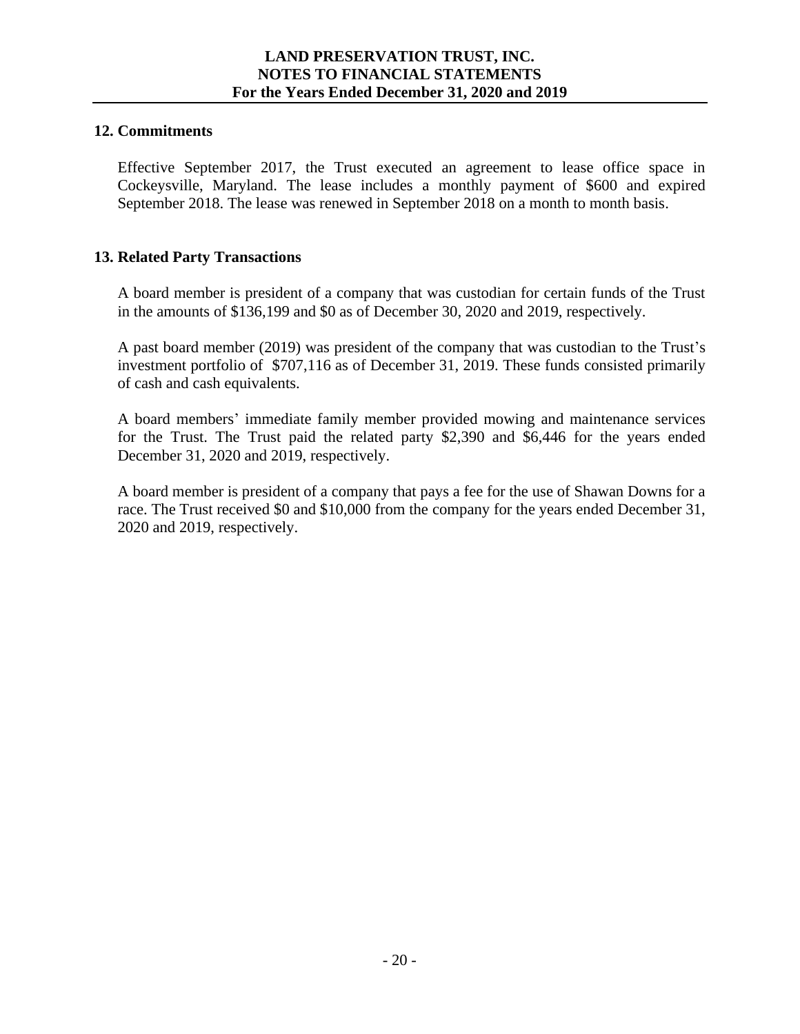## 12. Commitments

Effective September 2017, the Trust executed an agreement to lease office space in Cockeysville, Maryland. The lease includes a monthly payment of $600 and expired September 2018. The lease was renewed in September 2018 on a month to month basis.

## 13. Related Party Transactions

A board member is president of a company that was custodian for certain funds of the Trust in the amounts of $136,199 and $0 as of December 30, 2020 and 2019, respectively.

A past board member (2019) was president of the company that was custodian to the Trust's investment portfolio of $707,116 as of December 31, 2019. These funds consisted primarily of cash and cash equivalents.

A board members' immediate family member provided mowing and maintenance services for the Trust. The Trust paid the related party $2,390 and $6,446 for the years ended December 31, 2020 and 2019, respectively.

A board member is president of a company that pays a fee for the use of Shawan Downs for a race. The Trust received $0 and $10,000 from the company for the years ended December 31, 2020 and 2019, respectively.